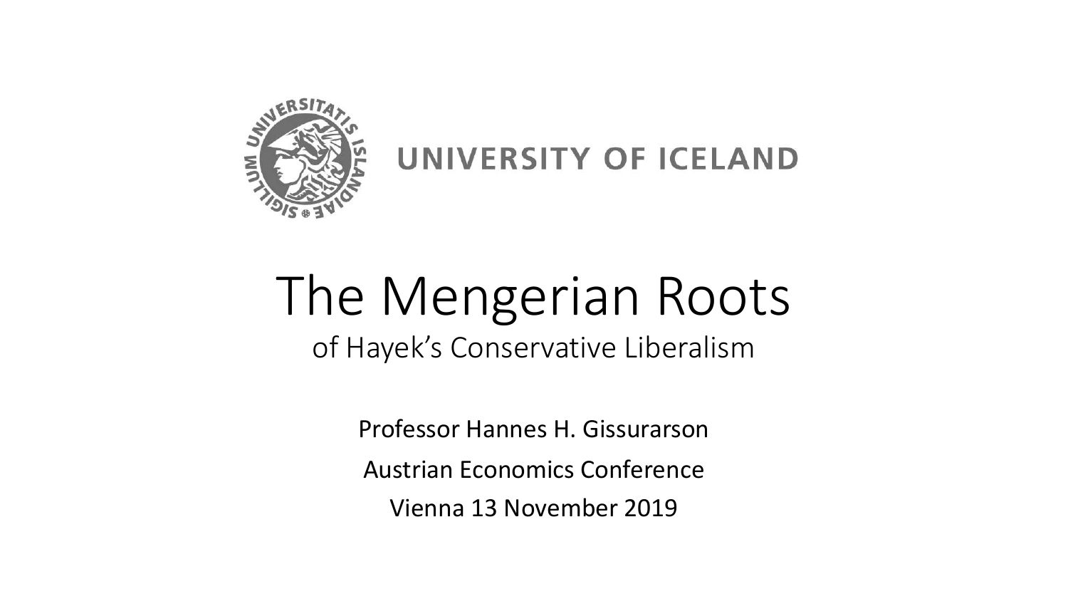UNIVERSITY OF ICELAND

# The Mengerian Roots

## of Hayek's Conservative Liberalism

Professor Hannes H. Gissurarson

Austrian Economics Conference

Vienna 13 November 2019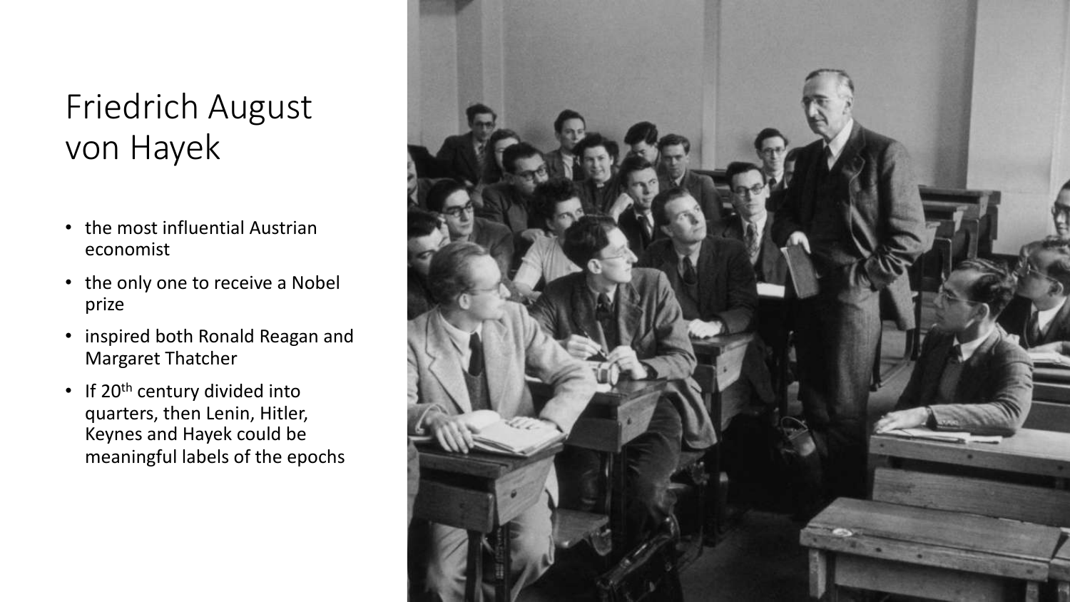# Friedrich August von Hayek

- the most influential Austrian economist
- the only one to receive a Nobel prize
- inspired both Ronald Reagan and Margaret Thatcher
- If 20th century divided into quarters, then Lenin, Hitler, Keynes and Hayek could be meaningful labels of the epochs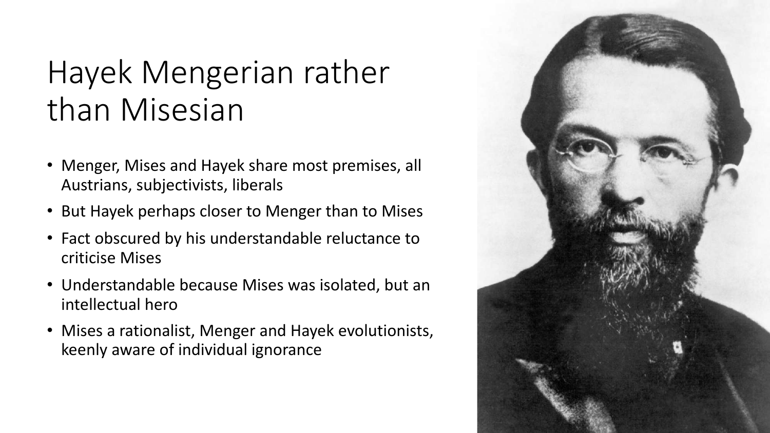# Hayek Mengerian rather than Misesian

- Menger, Mises and Hayek share most premises, all Austrians, subjectivists, liberals
- But Hayek perhaps closer to Menger than to Mises
- Fact obscured by his understandable reluctance to criticise Mises
- Understandable because Mises was isolated, but an intellectual hero
- Mises a rationalist, Menger and Hayek evolutionists, keenly aware of individual ignorance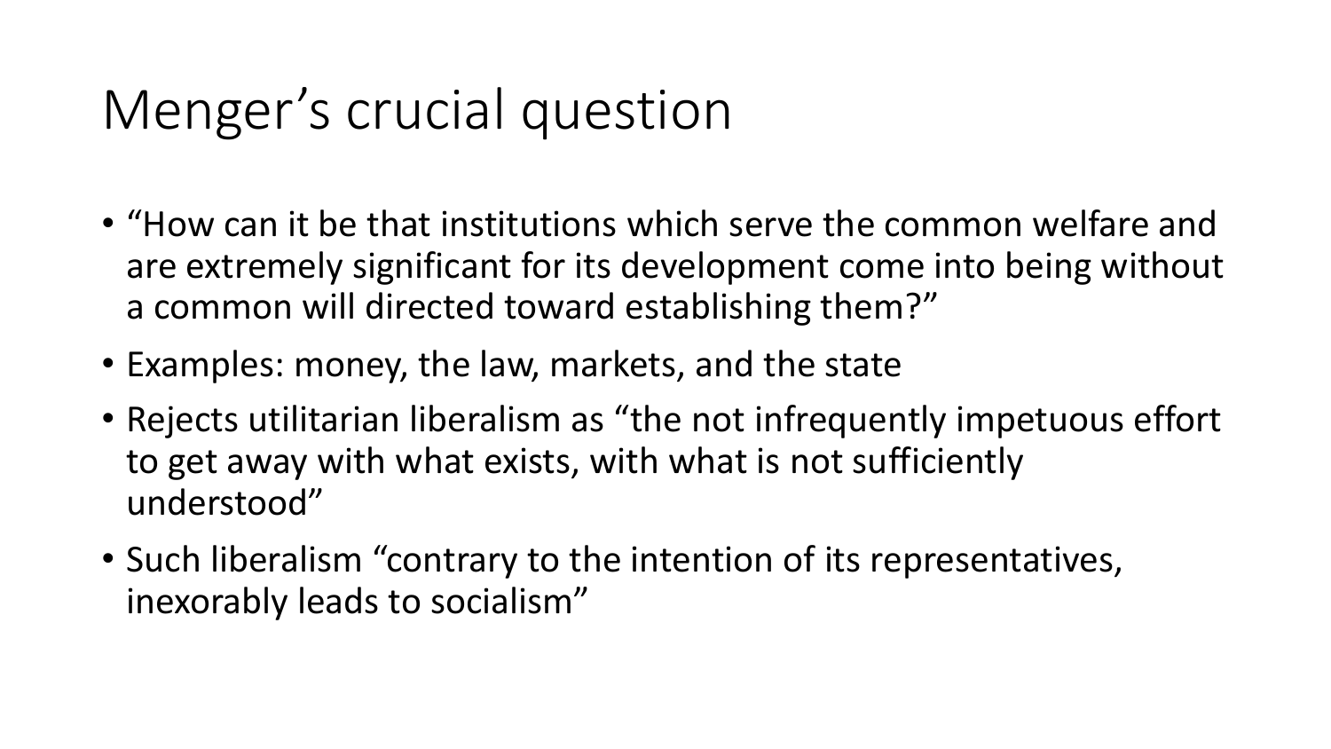# Menger’s crucial question

- “How can it be that institutions which serve the common welfare and are extremely significant for its development come into being without a common will directed toward establishing them?”
- Examples: money, the law, markets, and the state
- Rejects utilitarian liberalism as “the not infrequently impetuous effort to get away with what exists, with what is not sufficiently understood”
- Such liberalism “contrary to the intention of its representatives, inexorably leads to socialism”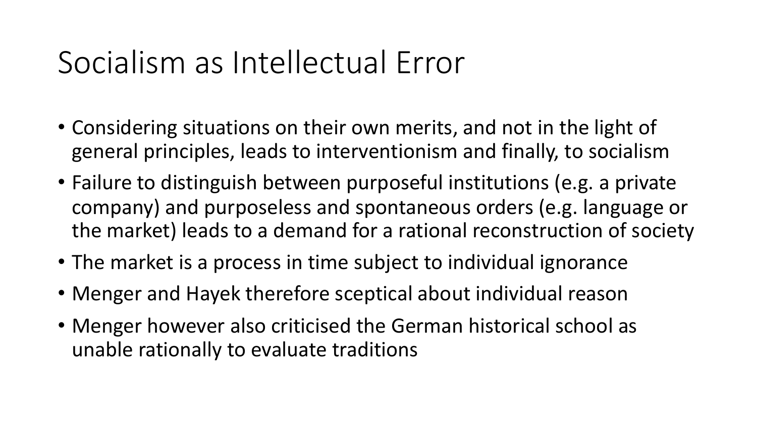# Socialism as Intellectual Error

- Considering situations on their own merits, and not in the light of general principles, leads to interventionism and finally, to socialism
- Failure to distinguish between purposeful institutions (e.g. a private company) and purposeless and spontaneous orders (e.g. language or the market) leads to a demand for a rational reconstruction of society
- The market is a process in time subject to individual ignorance
- Menger and Hayek therefore sceptical about individual reason
- Menger however also criticised the German historical school as unable rationally to evaluate traditions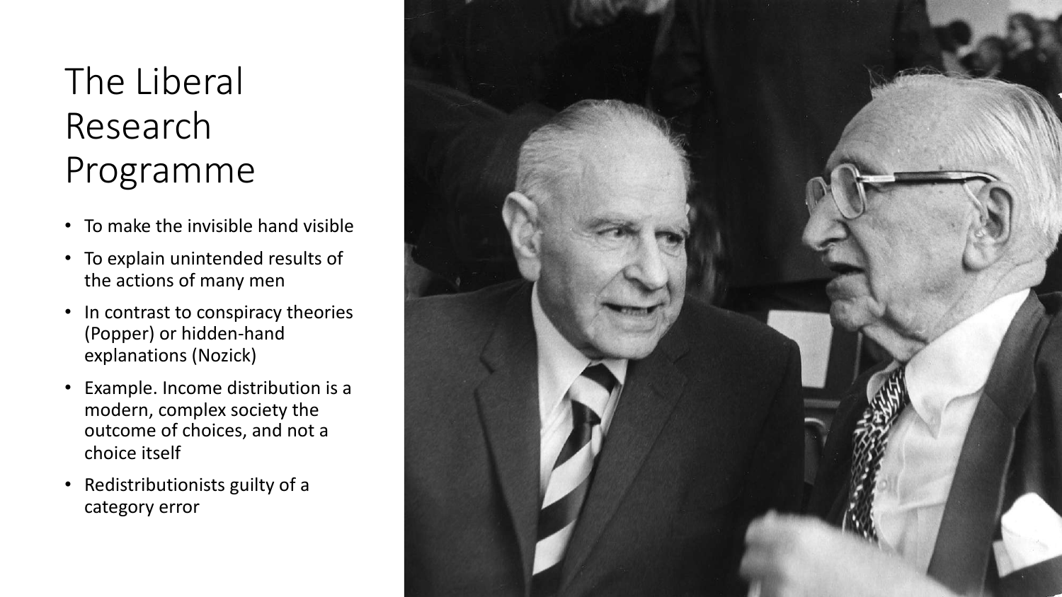# The Liberal Research Programme

- To make the invisible hand visible
- To explain unintended results of the actions of many men
- In contrast to conspiracy theories (Popper) or hidden-hand explanations (Nozick)
- Example. Income distribution is a modern, complex society the outcome of choices, and not a choice itself
- Redistributionists guilty of a category error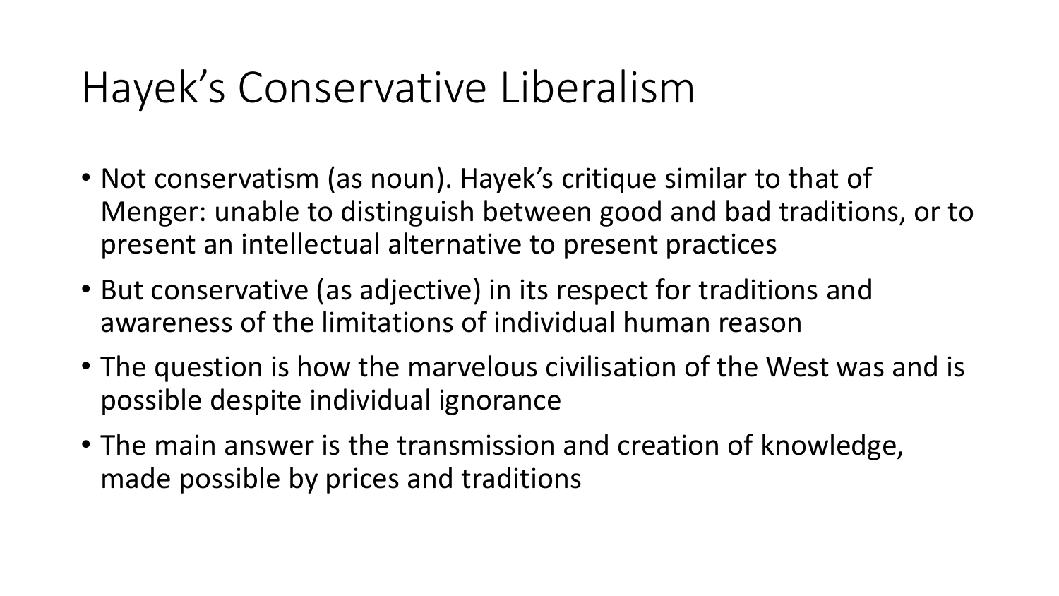# Hayek's Conservative Liberalism

- Not conservatism (as noun). Hayek's critique similar to that of Menger: unable to distinguish between good and bad traditions, or to present an intellectual alternative to present practices
- But conservative (as adjective) in its respect for traditions and awareness of the limitations of individual human reason
- The question is how the marvelous civilisation of the West was and is possible despite individual ignorance
- The main answer is the transmission and creation of knowledge, made possible by prices and traditions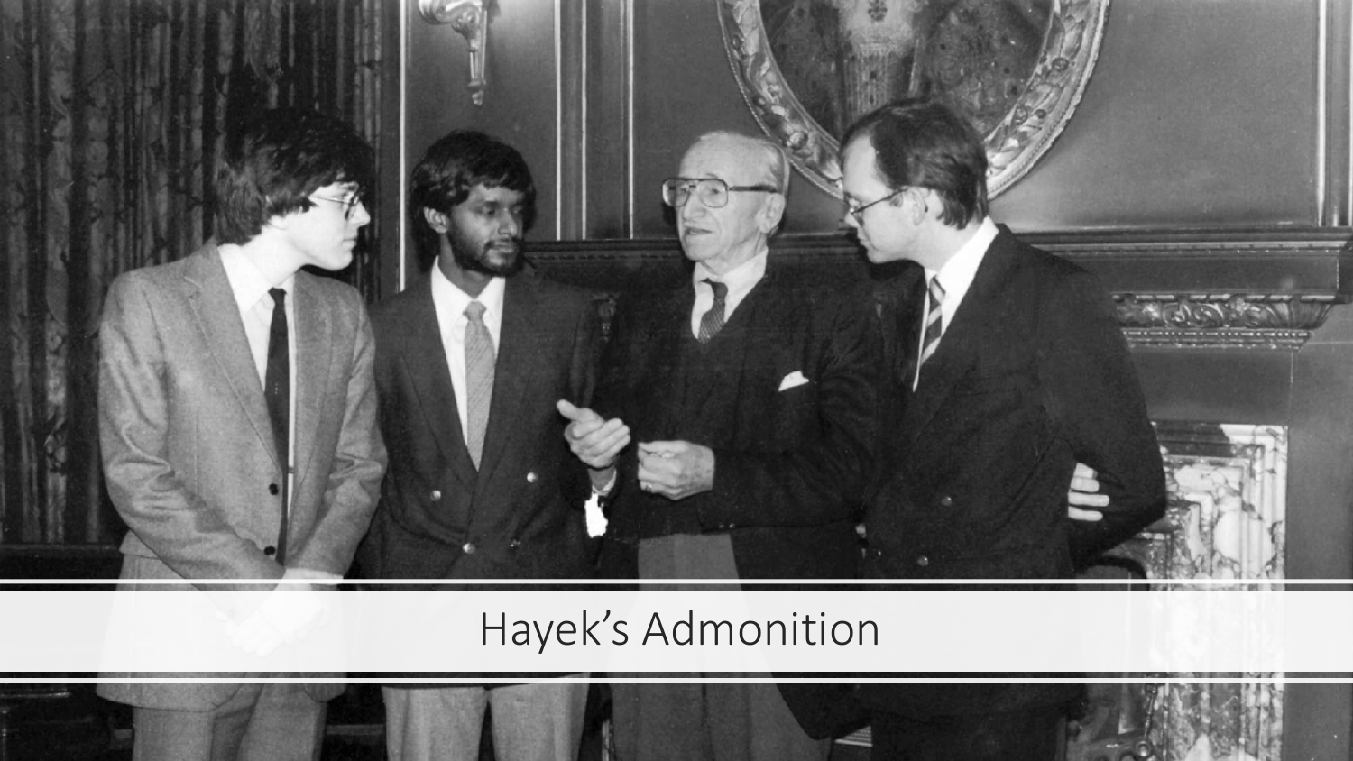# Hayek’s Admonition